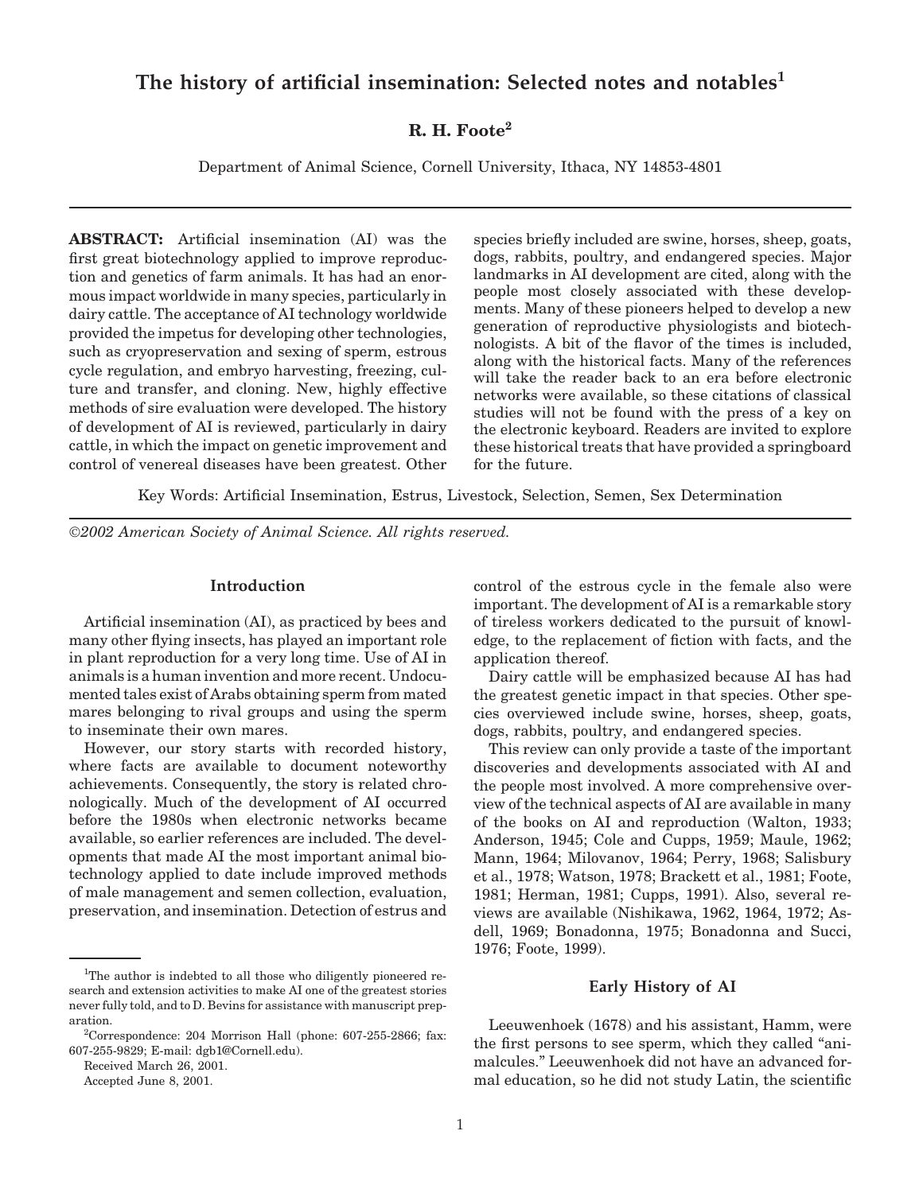# The history of artificial insemination: Selected notes and notables[1]

**R. H. Foote[2]**

Department of Animal Science, Cornell University, Ithaca, NY 14853-4801

**ABSTRACT:** Artificial insemination (AI) was the first great biotechnology applied to improve reproduction and genetics of farm animals. It has had an enormous impact worldwide in many species, particularly in dairy cattle. The acceptance of AI technology worldwide provided the impetus for developing other technologies, such as cryopreservation and sexing of sperm, estrous cycle regulation, and embryo harvesting, freezing, culture and transfer, and cloning. New, highly effective methods of sire evaluation were developed. The history of development of AI is reviewed, particularly in dairy cattle, in which the impact on genetic improvement and control of venereal diseases have been greatest. Other species briefly included are swine, horses, sheep, goats, dogs, rabbits, poultry, and endangered species. Major landmarks in AI development are cited, along with the people most closely associated with these developments. Many of these pioneers helped to develop a new generation of reproductive physiologists and biotechnologists. A bit of the flavor of the times is included, along with the historical facts. Many of the references will take the reader back to an era before electronic networks were available, so these citations of classical studies will not be found with the press of a key on the electronic keyboard. Readers are invited to explore these historical treats that have provided a springboard for the future.

Key Words: Artificial Insemination, Estrus, Livestock, Selection, Semen, Sex Determination

*©2002 American Society of Animal Science. All rights reserved.*

## Introduction

Artificial insemination (AI), as practiced by bees and many other flying insects, has played an important role in plant reproduction for a very long time. Use of AI in animals is a human invention and more recent. Undocumented tales exist of Arabs obtaining sperm from mated mares belonging to rival groups and using the sperm to inseminate their own mares.

However, our story starts with recorded history, where facts are available to document noteworthy achievements. Consequently, the story is related chronologically. Much of the development of AI occurred before the 1980s when electronic networks became available, so earlier references are included. The developments that made AI the most important animal biotechnology applied to date include improved methods of male management and semen collection, evaluation, preservation, and insemination. Detection of estrus and control of the estrous cycle in the female also were important. The development of AI is a remarkable story of tireless workers dedicated to the pursuit of knowledge, to the replacement of fiction with facts, and the application thereof.

Dairy cattle will be emphasized because AI has had the greatest genetic impact in that species. Other species overviewed include swine, horses, sheep, goats, dogs, rabbits, poultry, and endangered species.

This review can only provide a taste of the important discoveries and developments associated with AI and the people most involved. A more comprehensive overview of the technical aspects of AI are available in many of the books on AI and reproduction (Walton, 1933; Anderson, 1945; Cole and Cupps, 1959; Maule, 1962; Mann, 1964; Milovanov, 1964; Perry, 1968; Salisbury et al., 1978; Watson, 1978; Brackett et al., 1981; Foote, 1981; Herman, 1981; Cupps, 1991). Also, several reviews are available (Nishikawa, 1962, 1964, 1972; Asdell, 1969; Bonadonna, 1975; Bonadonna and Succi, 1976; Foote, 1999).

## Early History of AI

Leeuwenhoek (1678) and his assistant, Hamm, were the first persons to see sperm, which they called "animalcules." Leeuwenhoek did not have an advanced formal education, so he did not study Latin, the scientific

---

[1] The author is indebted to all those who diligently pioneered research and extension activities to make AI one of the greatest stories never fully told, and to D. Bevins for assistance with manuscript preparation.

[2] Correspondence: 204 Morrison Hall (phone: 607-255-2866; fax: 607-255-9829; E-mail: dgb1@Cornell.edu).

Received March 26, 2001.

Accepted June 8, 2001.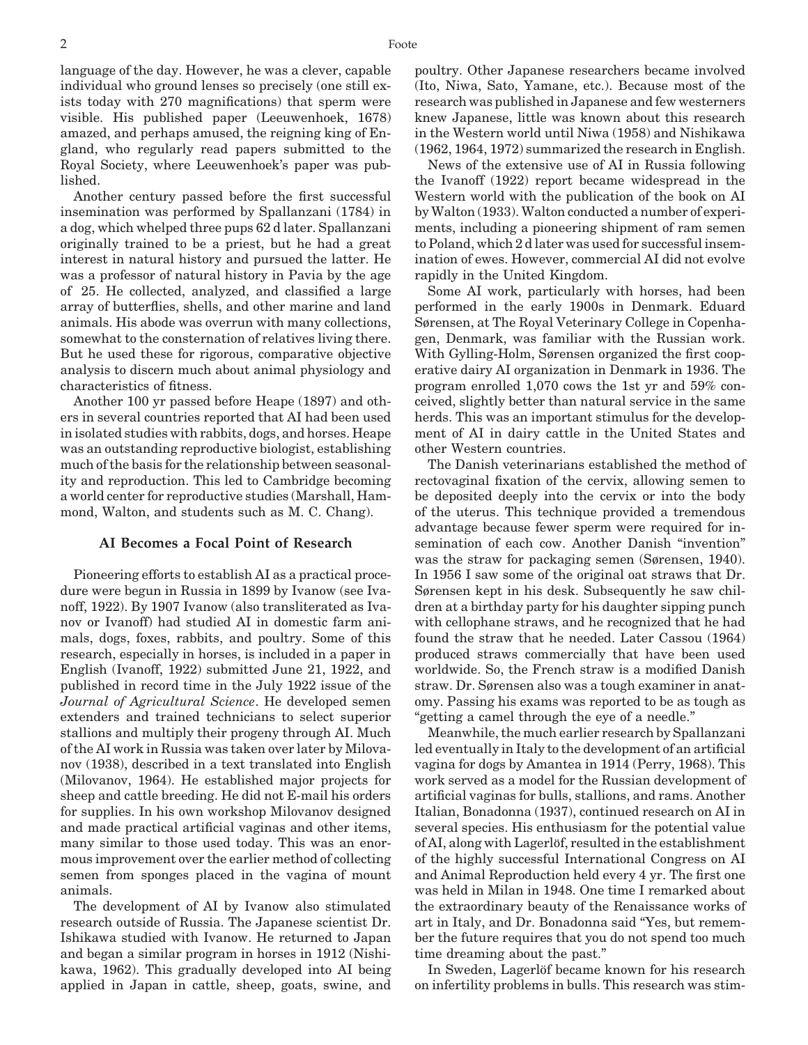language of the day. However, he was a clever, capable individual who ground lenses so precisely (one still exists today with 270 magnifications) that sperm were visible. His published paper (Leeuwenhoek, 1678) amazed, and perhaps amused, the reigning king of England, who regularly read papers submitted to the Royal Society, where Leeuwenhoek's paper was published.

Another century passed before the first successful insemination was performed by Spallanzani (1784) in a dog, which whelped three pups 62 d later. Spallanzani originally trained to be a priest, but he had a great interest in natural history and pursued the latter. He was a professor of natural history in Pavia by the age of 25. He collected, analyzed, and classified a large array of butterflies, shells, and other marine and land animals. His abode was overrun with many collections, somewhat to the consternation of relatives living there. But he used these for rigorous, comparative objective analysis to discern much about animal physiology and characteristics of fitness.

Another 100 yr passed before Heape (1897) and others in several countries reported that AI had been used in isolated studies with rabbits, dogs, and horses. Heape was an outstanding reproductive biologist, establishing much of the basis for the relationship between seasonality and reproduction. This led to Cambridge becoming a world center for reproductive studies (Marshall, Hammond, Walton, and students such as M. C. Chang).

## AI Becomes a Focal Point of Research

Pioneering efforts to establish AI as a practical procedure were begun in Russia in 1899 by Ivanow (see Ivanoff, 1922). By 1907 Ivanow (also transliterated as Ivanov or Ivanoff) had studied AI in domestic farm animals, dogs, foxes, rabbits, and poultry. Some of this research, especially in horses, is included in a paper in English (Ivanoff, 1922) submitted June 21, 1922, and published in record time in the July 1922 issue of the *Journal of Agricultural Science*. He developed semen extenders and trained technicians to select superior stallions and multiply their progeny through AI. Much of the AI work in Russia was taken over later by Milovanov (1938), described in a text translated into English (Milovanov, 1964). He established major projects for sheep and cattle breeding. He did not E-mail his orders for supplies. In his own workshop Milovanov designed and made practical artificial vaginas and other items, many similar to those used today. This was an enormous improvement over the earlier method of collecting semen from sponges placed in the vagina of mount animals.

The development of AI by Ivanow also stimulated research outside of Russia. The Japanese scientist Dr. Ishikawa studied with Ivanow. He returned to Japan and began a similar program in horses in 1912 (Nishikawa, 1962). This gradually developed into AI being applied in Japan in cattle, sheep, goats, swine, and poultry. Other Japanese researchers became involved (Ito, Niwa, Sato, Yamane, etc.). Because most of the research was published in Japanese and few westerners knew Japanese, little was known about this research in the Western world until Niwa (1958) and Nishikawa (1962, 1964, 1972) summarized the research in English.

News of the extensive use of AI in Russia following the Ivanoff (1922) report became widespread in the Western world with the publication of the book on AI by Walton (1933). Walton conducted a number of experiments, including a pioneering shipment of ram semen to Poland, which 2 d later was used for successful insemination of ewes. However, commercial AI did not evolve rapidly in the United Kingdom.

Some AI work, particularly with horses, had been performed in the early 1900s in Denmark. Eduard Sørensen, at The Royal Veterinary College in Copenhagen, Denmark, was familiar with the Russian work. With Gylling-Holm, Sørensen organized the first cooperative dairy AI organization in Denmark in 1936. The program enrolled 1,070 cows the 1st yr and 59% conceived, slightly better than natural service in the same herds. This was an important stimulus for the development of AI in dairy cattle in the United States and other Western countries.

The Danish veterinarians established the method of rectovaginal fixation of the cervix, allowing semen to be deposited deeply into the cervix or into the body of the uterus. This technique provided a tremendous advantage because fewer sperm were required for insemination of each cow. Another Danish "invention" was the straw for packaging semen (Sørensen, 1940). In 1956 I saw some of the original oat straws that Dr. Sørensen kept in his desk. Subsequently he saw children at a birthday party for his daughter sipping punch with cellophane straws, and he recognized that he had found the straw that he needed. Later Cassou (1964) produced straws commercially that have been used worldwide. So, the French straw is a modified Danish straw. Dr. Sørensen also was a tough examiner in anatomy. Passing his exams was reported to be as tough as "getting a camel through the eye of a needle."

Meanwhile, the much earlier research by Spallanzani led eventually in Italy to the development of an artificial vagina for dogs by Amantea in 1914 (Perry, 1968). This work served as a model for the Russian development of artificial vaginas for bulls, stallions, and rams. Another Italian, Bonadonna (1937), continued research on AI in several species. His enthusiasm for the potential value of AI, along with Lagerlöf, resulted in the establishment of the highly successful International Congress on AI and Animal Reproduction held every 4 yr. The first one was held in Milan in 1948. One time I remarked about the extraordinary beauty of the Renaissance works of art in Italy, and Dr. Bonadonna said "Yes, but remember the future requires that you do not spend too much time dreaming about the past."

In Sweden, Lagerlöf became known for his research on infertility problems in bulls. This research was stim-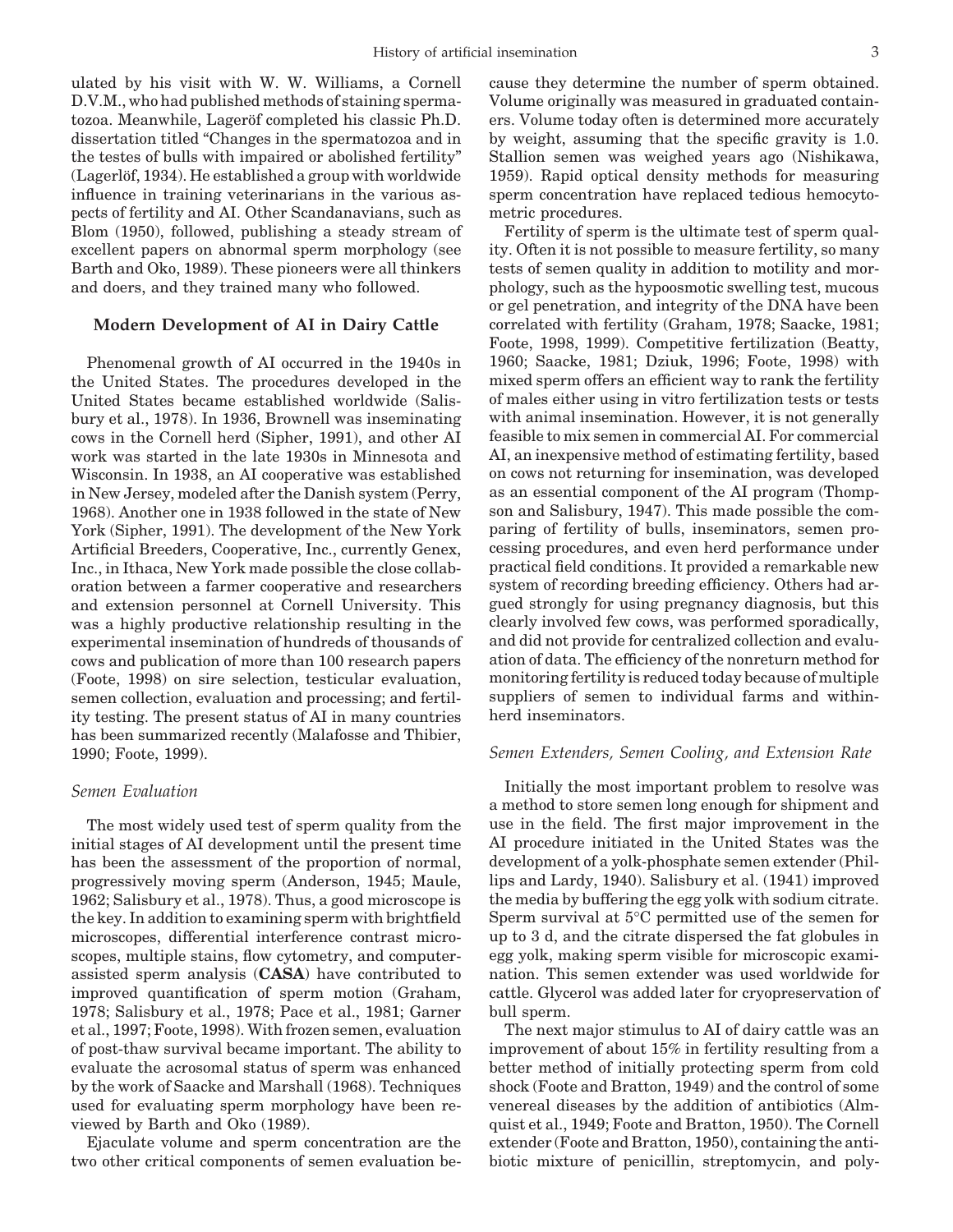ulated by his visit with W. W. Williams, a Cornell D.V.M., who had published methods of staining spermatozoa. Meanwhile, Lageröf completed his classic Ph.D. dissertation titled "Changes in the spermatozoa and in the testes of bulls with impaired or abolished fertility" (Lagerlöf, 1934). He established a group with worldwide influence in training veterinarians in the various aspects of fertility and AI. Other Scandanavians, such as Blom (1950), followed, publishing a steady stream of excellent papers on abnormal sperm morphology (see Barth and Oko, 1989). These pioneers were all thinkers and doers, and they trained many who followed.

## Modern Development of AI in Dairy Cattle

Phenomenal growth of AI occurred in the 1940s in the United States. The procedures developed in the United States became established worldwide (Salisbury et al., 1978). In 1936, Brownell was inseminating cows in the Cornell herd (Sipher, 1991), and other AI work was started in the late 1930s in Minnesota and Wisconsin. In 1938, an AI cooperative was established in New Jersey, modeled after the Danish system (Perry, 1968). Another one in 1938 followed in the state of New York (Sipher, 1991). The development of the New York Artificial Breeders, Cooperative, Inc., currently Genex, Inc., in Ithaca, New York made possible the close collaboration between a farmer cooperative and researchers and extension personnel at Cornell University. This was a highly productive relationship resulting in the experimental insemination of hundreds of thousands of cows and publication of more than 100 research papers (Foote, 1998) on sire selection, testicular evaluation, semen collection, evaluation and processing; and fertility testing. The present status of AI in many countries has been summarized recently (Malafosse and Thibier, 1990; Foote, 1999).

### *Semen Evaluation*

The most widely used test of sperm quality from the initial stages of AI development until the present time has been the assessment of the proportion of normal, progressively moving sperm (Anderson, 1945; Maule, 1962; Salisbury et al., 1978). Thus, a good microscope is the key. In addition to examining sperm with brightfield microscopes, differential interference contrast microscopes, multiple stains, flow cytometry, and computer-assisted sperm analysis (**CASA**) have contributed to improved quantification of sperm motion (Graham, 1978; Salisbury et al., 1978; Pace et al., 1981; Garner et al., 1997; Foote, 1998). With frozen semen, evaluation of post-thaw survival became important. The ability to evaluate the acrosomal status of sperm was enhanced by the work of Saacke and Marshall (1968). Techniques used for evaluating sperm morphology have been reviewed by Barth and Oko (1989).

Ejaculate volume and sperm concentration are the two other critical components of semen evaluation because they determine the number of sperm obtained. Volume originally was measured in graduated containers. Volume today often is determined more accurately by weight, assuming that the specific gravity is 1.0. Stallion semen was weighed years ago (Nishikawa, 1959). Rapid optical density methods for measuring sperm concentration have replaced tedious hemocytometric procedures.

Fertility of sperm is the ultimate test of sperm quality. Often it is not possible to measure fertility, so many tests of semen quality in addition to motility and morphology, such as the hypoosmotic swelling test, mucous or gel penetration, and integrity of the DNA have been correlated with fertility (Graham, 1978; Saacke, 1981; Foote, 1998, 1999). Competitive fertilization (Beatty, 1960; Saacke, 1981; Dziuk, 1996; Foote, 1998) with mixed sperm offers an efficient way to rank the fertility of males either using in vitro fertilization tests or tests with animal insemination. However, it is not generally feasible to mix semen in commercial AI. For commercial AI, an inexpensive method of estimating fertility, based on cows not returning for insemination, was developed as an essential component of the AI program (Thompson and Salisbury, 1947). This made possible the comparing of fertility of bulls, inseminators, semen processing procedures, and even herd performance under practical field conditions. It provided a remarkable new system of recording breeding efficiency. Others had argued strongly for using pregnancy diagnosis, but this clearly involved few cows, was performed sporadically, and did not provide for centralized collection and evaluation of data. The efficiency of the nonreturn method for monitoring fertility is reduced today because of multiple suppliers of semen to individual farms and within-herd inseminators.

### *Semen Extenders, Semen Cooling, and Extension Rate*

Initially the most important problem to resolve was a method to store semen long enough for shipment and use in the field. The first major improvement in the AI procedure initiated in the United States was the development of a yolk-phosphate semen extender (Phillips and Lardy, 1940). Salisbury et al. (1941) improved the media by buffering the egg yolk with sodium citrate. Sperm survival at 5°C permitted use of the semen for up to 3 d, and the citrate dispersed the fat globules in egg yolk, making sperm visible for microscopic examination. This semen extender was used worldwide for cattle. Glycerol was added later for cryopreservation of bull sperm.

The next major stimulus to AI of dairy cattle was an improvement of about 15% in fertility resulting from a better method of initially protecting sperm from cold shock (Foote and Bratton, 1949) and the control of some venereal diseases by the addition of antibiotics (Almquist et al., 1949; Foote and Bratton, 1950). The Cornell extender (Foote and Bratton, 1950), containing the antibiotic mixture of penicillin, streptomycin, and poly-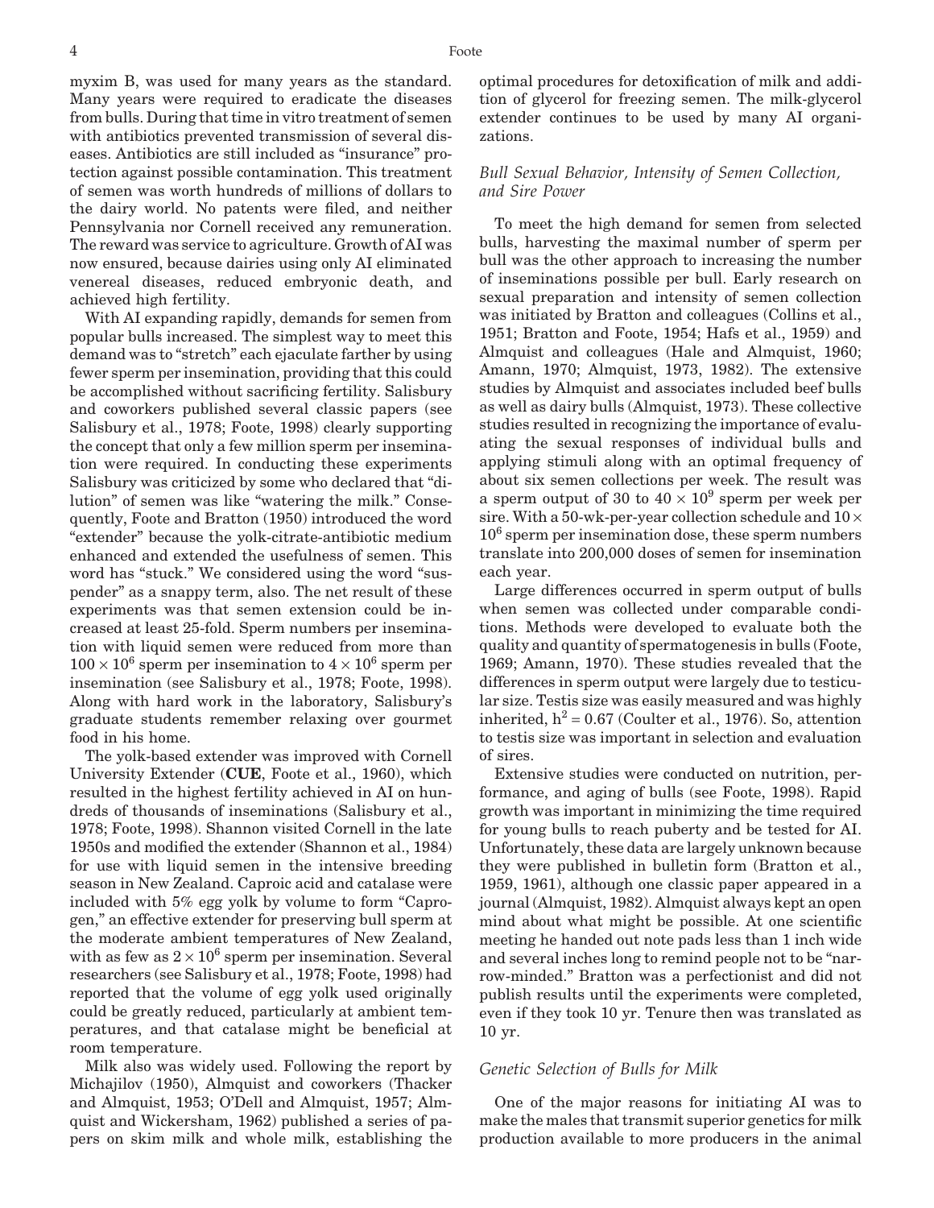myxim B, was used for many years as the standard. Many years were required to eradicate the diseases from bulls. During that time in vitro treatment of semen with antibiotics prevented transmission of several diseases. Antibiotics are still included as "insurance" protection against possible contamination. This treatment of semen was worth hundreds of millions of dollars to the dairy world. No patents were filed, and neither Pennsylvania nor Cornell received any remuneration. The reward was service to agriculture. Growth of AI was now ensured, because dairies using only AI eliminated venereal diseases, reduced embryonic death, and achieved high fertility.

With AI expanding rapidly, demands for semen from popular bulls increased. The simplest way to meet this demand was to "stretch" each ejaculate farther by using fewer sperm per insemination, providing that this could be accomplished without sacrificing fertility. Salisbury and coworkers published several classic papers (see Salisbury et al., 1978; Foote, 1998) clearly supporting the concept that only a few million sperm per insemination were required. In conducting these experiments Salisbury was criticized by some who declared that "dilution" of semen was like "watering the milk." Consequently, Foote and Bratton (1950) introduced the word "extender" because the yolk-citrate-antibiotic medium enhanced and extended the usefulness of semen. This word has "stuck." We considered using the word "suspender" as a snappy term, also. The net result of these experiments was that semen extension could be increased at least 25-fold. Sperm numbers per insemination with liquid semen were reduced from more than $100 \times 10^6$ sperm per insemination to $4 \times 10^6$ sperm per insemination (see Salisbury et al., 1978; Foote, 1998). Along with hard work in the laboratory, Salisbury's graduate students remember relaxing over gourmet food in his home.

The yolk-based extender was improved with Cornell University Extender (**CUE**, Foote et al., 1960), which resulted in the highest fertility achieved in AI on hundreds of thousands of inseminations (Salisbury et al., 1978; Foote, 1998). Shannon visited Cornell in the late 1950s and modified the extender (Shannon et al., 1984) for use with liquid semen in the intensive breeding season in New Zealand. Caproic acid and catalase were included with 5% egg yolk by volume to form "Caprogen," an effective extender for preserving bull sperm at the moderate ambient temperatures of New Zealand, with as few as $2 \times 10^6$ sperm per insemination. Several researchers (see Salisbury et al., 1978; Foote, 1998) had reported that the volume of egg yolk used originally could be greatly reduced, particularly at ambient temperatures, and that catalase might be beneficial at room temperature.

Milk also was widely used. Following the report by Michajilov (1950), Almquist and coworkers (Thacker and Almquist, 1953; O'Dell and Almquist, 1957; Almquist and Wickersham, 1962) published a series of papers on skim milk and whole milk, establishing the optimal procedures for detoxification of milk and addition of glycerol for freezing semen. The milk-glycerol extender continues to be used by many AI organizations.

### *Bull Sexual Behavior, Intensity of Semen Collection, and Sire Power*

To meet the high demand for semen from selected bulls, harvesting the maximal number of sperm per bull was the other approach to increasing the number of inseminations possible per bull. Early research on sexual preparation and intensity of semen collection was initiated by Bratton and colleagues (Collins et al., 1951; Bratton and Foote, 1954; Hafs et al., 1959) and Almquist and colleagues (Hale and Almquist, 1960; Amann, 1970; Almquist, 1973, 1982). The extensive studies by Almquist and associates included beef bulls as well as dairy bulls (Almquist, 1973). These collective studies resulted in recognizing the importance of evaluating the sexual responses of individual bulls and applying stimuli along with an optimal frequency of about six semen collections per week. The result was a sperm output of 30 to $40 \times 10^9$ sperm per week per sire. With a 50-wk-per-year collection schedule and $10 \times 10^6$ sperm per insemination dose, these sperm numbers translate into 200,000 doses of semen for insemination each year.

Large differences occurred in sperm output of bulls when semen was collected under comparable conditions. Methods were developed to evaluate both the quality and quantity of spermatogenesis in bulls (Foote, 1969; Amann, 1970). These studies revealed that the differences in sperm output were largely due to testicular size. Testis size was easily measured and was highly inherited, $h^2 = 0.67$ (Coulter et al., 1976). So, attention to testis size was important in selection and evaluation of sires.

Extensive studies were conducted on nutrition, performance, and aging of bulls (see Foote, 1998). Rapid growth was important in minimizing the time required for young bulls to reach puberty and be tested for AI. Unfortunately, these data are largely unknown because they were published in bulletin form (Bratton et al., 1959, 1961), although one classic paper appeared in a journal (Almquist, 1982). Almquist always kept an open mind about what might be possible. At one scientific meeting he handed out note pads less than 1 inch wide and several inches long to remind people not to be "narrow-minded." Bratton was a perfectionist and did not publish results until the experiments were completed, even if they took 10 yr. Tenure then was translated as 10 yr.

### *Genetic Selection of Bulls for Milk*

One of the major reasons for initiating AI was to make the males that transmit superior genetics for milk production available to more producers in the animal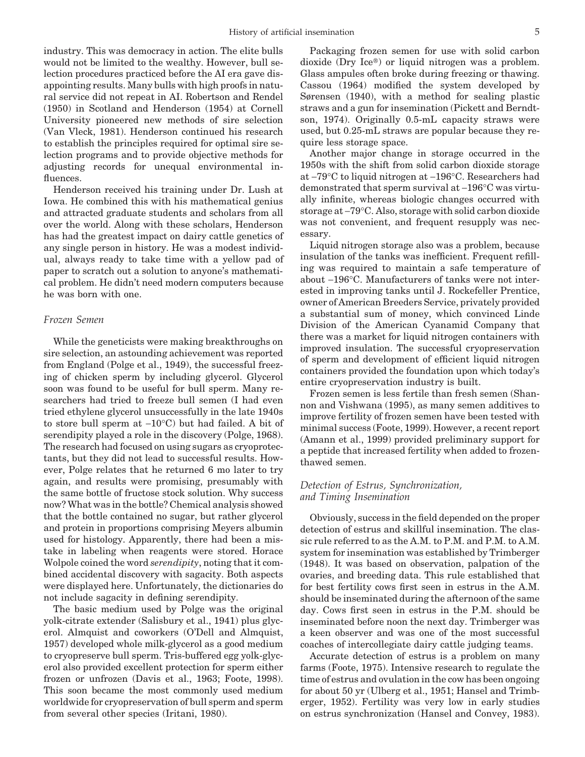industry. This was democracy in action. The elite bulls would not be limited to the wealthy. However, bull selection procedures practiced before the AI era gave disappointing results. Many bulls with high proofs in natural service did not repeat in AI. Robertson and Rendel (1950) in Scotland and Henderson (1954) at Cornell University pioneered new methods of sire selection (Van Vleck, 1981). Henderson continued his research to establish the principles required for optimal sire selection programs and to provide objective methods for adjusting records for unequal environmental influences.

Henderson received his training under Dr. Lush at Iowa. He combined this with his mathematical genius and attracted graduate students and scholars from all over the world. Along with these scholars, Henderson has had the greatest impact on dairy cattle genetics of any single person in history. He was a modest individual, always ready to take time with a yellow pad of paper to scratch out a solution to anyone's mathematical problem. He didn't need modern computers because he was born with one.

### *Frozen Semen*

While the geneticists were making breakthroughs on sire selection, an astounding achievement was reported from England (Polge et al., 1949), the successful freezing of chicken sperm by including glycerol. Glycerol soon was found to be useful for bull sperm. Many researchers had tried to freeze bull semen (I had even tried ethylene glycerol unsuccessfully in the late 1940s to store bull sperm at −10°C) but had failed. A bit of serendipity played a role in the discovery (Polge, 1968). The research had focused on using sugars as cryoprotectants, but they did not lead to successful results. However, Polge relates that he returned 6 mo later to try again, and results were promising, presumably with the same bottle of fructose stock solution. Why success now? What was in the bottle? Chemical analysis showed that the bottle contained no sugar, but rather glycerol and protein in proportions comprising Meyers albumin used for histology. Apparently, there had been a mistake in labeling when reagents were stored. Horace Wolpole coined the word *serendipity*, noting that it combined accidental discovery with sagacity. Both aspects were displayed here. Unfortunately, the dictionaries do not include sagacity in defining serendipity.

The basic medium used by Polge was the original yolk-citrate extender (Salisbury et al., 1941) plus glycerol. Almquist and coworkers (O'Dell and Almquist, 1957) developed whole milk-glycerol as a good medium to cryopreserve bull sperm. Tris-buffered egg yolk-glycerol also provided excellent protection for sperm either frozen or unfrozen (Davis et al., 1963; Foote, 1998). This soon became the most commonly used medium worldwide for cryopreservation of bull sperm and sperm from several other species (Iritani, 1980).

Packaging frozen semen for use with solid carbon dioxide (Dry Ice®) or liquid nitrogen was a problem. Glass ampules often broke during freezing or thawing. Cassou (1964) modified the system developed by Sørensen (1940), with a method for sealing plastic straws and a gun for insemination (Pickett and Berndtson, 1974). Originally 0.5-mL capacity straws were used, but 0.25-mL straws are popular because they require less storage space.

Another major change in storage occurred in the 1950s with the shift from solid carbon dioxide storage at −79°C to liquid nitrogen at −196°C. Researchers had demonstrated that sperm survival at −196°C was virtually infinite, whereas biologic changes occurred with storage at −79°C. Also, storage with solid carbon dioxide was not convenient, and frequent resupply was necessary.

Liquid nitrogen storage also was a problem, because insulation of the tanks was inefficient. Frequent refilling was required to maintain a safe temperature of about −196°C. Manufacturers of tanks were not interested in improving tanks until J. Rockefeller Prentice, owner of American Breeders Service, privately provided a substantial sum of money, which convinced Linde Division of the American Cyanamid Company that there was a market for liquid nitrogen containers with improved insulation. The successful cryopreservation of sperm and development of efficient liquid nitrogen containers provided the foundation upon which today's entire cryopreservation industry is built.

Frozen semen is less fertile than fresh semen (Shannon and Vishwana (1995), as many semen additives to improve fertility of frozen semen have been tested with minimal success (Foote, 1999). However, a recent report (Amann et al., 1999) provided preliminary support for a peptide that increased fertility when added to frozen-thawed semen.

### *Detection of Estrus, Synchronization, and Timing Insemination*

Obviously, success in the field depended on the proper detection of estrus and skillful insemination. The classic rule referred to as the A.M. to P.M. and P.M. to A.M. system for insemination was established by Trimberger (1948). It was based on observation, palpation of the ovaries, and breeding data. This rule established that for best fertility cows first seen in estrus in the A.M. should be inseminated during the afternoon of the same day. Cows first seen in estrus in the P.M. should be inseminated before noon the next day. Trimberger was a keen observer and was one of the most successful coaches of intercollegiate dairy cattle judging teams.

Accurate detection of estrus is a problem on many farms (Foote, 1975). Intensive research to regulate the time of estrus and ovulation in the cow has been ongoing for about 50 yr (Ulberg et al., 1951; Hansel and Trimberger, 1952). Fertility was very low in early studies on estrus synchronization (Hansel and Convey, 1983).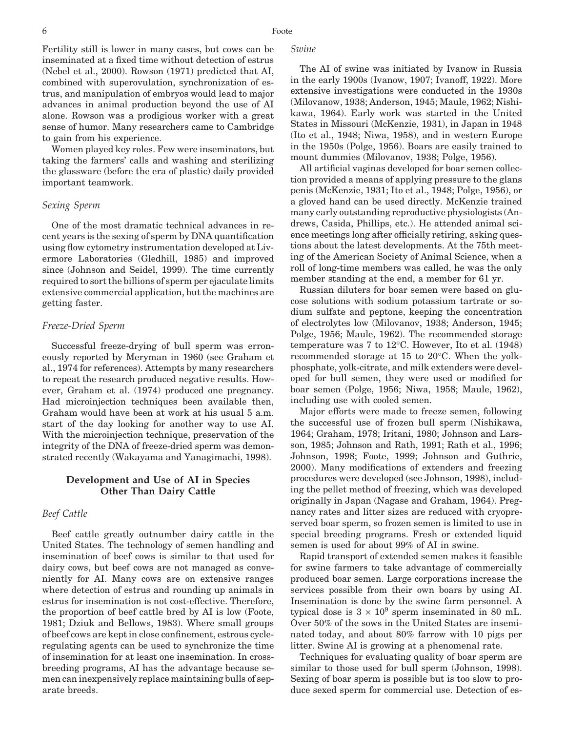Fertility still is lower in many cases, but cows can be inseminated at a fixed time without detection of estrus (Nebel et al., 2000). Rowson (1971) predicted that AI, combined with superovulation, synchronization of estrus, and manipulation of embryos would lead to major advances in animal production beyond the use of AI alone. Rowson was a prodigious worker with a great sense of humor. Many researchers came to Cambridge to gain from his experience.

Women played key roles. Few were inseminators, but taking the farmers' calls and washing and sterilizing the glassware (before the era of plastic) daily provided important teamwork.

### *Sexing Sperm*

One of the most dramatic technical advances in recent years is the sexing of sperm by DNA quantification using flow cytometry instrumentation developed at Livermore Laboratories (Gledhill, 1985) and improved since (Johnson and Seidel, 1999). The time currently required to sort the billions of sperm per ejaculate limits extensive commercial application, but the machines are getting faster.

### *Freeze-Dried Sperm*

Successful freeze-drying of bull sperm was erroneously reported by Meryman in 1960 (see Graham et al., 1974 for references). Attempts by many researchers to repeat the research produced negative results. However, Graham et al. (1974) produced one pregnancy. Had microinjection techniques been available then, Graham would have been at work at his usual 5 a.m. start of the day looking for another way to use AI. With the microinjection technique, preservation of the integrity of the DNA of freeze-dried sperm was demonstrated recently (Wakayama and Yanagimachi, 1998).

## Development and Use of AI in Species Other Than Dairy Cattle

### *Beef Cattle*

Beef cattle greatly outnumber dairy cattle in the United States. The technology of semen handling and insemination of beef cows is similar to that used for dairy cows, but beef cows are not managed as conveniently for AI. Many cows are on extensive ranges where detection of estrus and rounding up animals in estrus for insemination is not cost-effective. Therefore, the proportion of beef cattle bred by AI is low (Foote, 1981; Dziuk and Bellows, 1983). Where small groups of beef cows are kept in close confinement, estrous cycle-regulating agents can be used to synchronize the time of insemination for at least one insemination. In crossbreeding programs, AI has the advantage because semen can inexpensively replace maintaining bulls of separate breeds.

### *Swine*

The AI of swine was initiated by Ivanow in Russia in the early 1900s (Ivanow, 1907; Ivanoff, 1922). More extensive investigations were conducted in the 1930s (Milovanow, 1938; Anderson, 1945; Maule, 1962; Nishikawa, 1964). Early work was started in the United States in Missouri (McKenzie, 1931), in Japan in 1948 (Ito et al., 1948; Niwa, 1958), and in western Europe in the 1950s (Polge, 1956). Boars are easily trained to mount dummies (Milovanov, 1938; Polge, 1956).

All artificial vaginas developed for boar semen collection provided a means of applying pressure to the glans penis (McKenzie, 1931; Ito et al., 1948; Polge, 1956), or a gloved hand can be used directly. McKenzie trained many early outstanding reproductive physiologists (Andrews, Casida, Phillips, etc.). He attended animal science meetings long after officially retiring, asking questions about the latest developments. At the 75th meeting of the American Society of Animal Science, when a roll of long-time members was called, he was the only member standing at the end, a member for 61 yr.

Russian diluters for boar semen were based on glucose solutions with sodium potassium tartrate or sodium sulfate and peptone, keeping the concentration of electrolytes low (Milovanov, 1938; Anderson, 1945; Polge, 1956; Maule, 1962). The recommended storage temperature was 7 to 12°C. However, Ito et al. (1948) recommended storage at 15 to 20°C. When the yolk-phosphate, yolk-citrate, and milk extenders were developed for bull semen, they were used or modified for boar semen (Polge, 1956; Niwa, 1958; Maule, 1962), including use with cooled semen.

Major efforts were made to freeze semen, following the successful use of frozen bull sperm (Nishikawa, 1964; Graham, 1978; Iritani, 1980; Johnson and Larsson, 1985; Johnson and Rath, 1991; Rath et al., 1996; Johnson, 1998; Foote, 1999; Johnson and Guthrie, 2000). Many modifications of extenders and freezing procedures were developed (see Johnson, 1998), including the pellet method of freezing, which was developed originally in Japan (Nagase and Graham, 1964). Pregnancy rates and litter sizes are reduced with cryopreserved boar sperm, so frozen semen is limited to use in special breeding programs. Fresh or extended liquid semen is used for about 99% of AI in swine.

Rapid transport of extended semen makes it feasible for swine farmers to take advantage of commercially produced boar semen. Large corporations increase the services possible from their own boars by using AI. Insemination is done by the swine farm personnel. A typical dose is $3 \times 10^9$ sperm inseminated in 80 mL. Over 50% of the sows in the United States are inseminated today, and about 80% farrow with 10 pigs per litter. Swine AI is growing at a phenomenal rate.

Techniques for evaluating quality of boar sperm are similar to those used for bull sperm (Johnson, 1998). Sexing of boar sperm is possible but is too slow to produce sexed sperm for commercial use. Detection of es-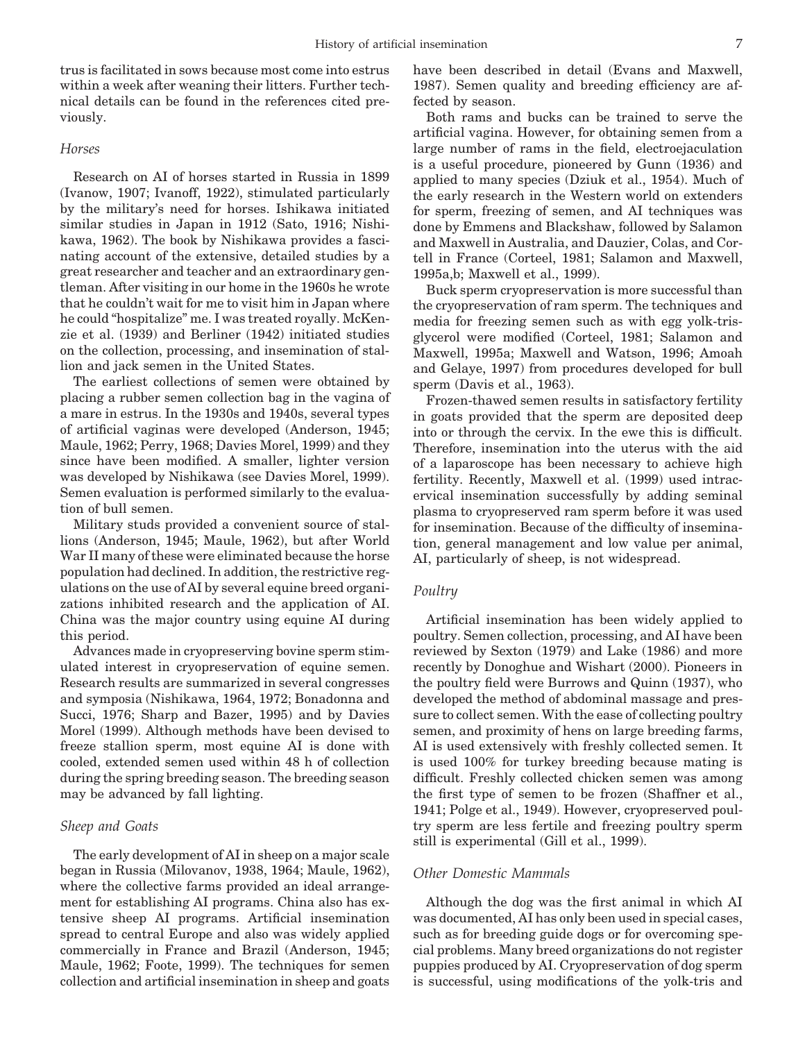trus is facilitated in sows because most come into estrus within a week after weaning their litters. Further technical details can be found in the references cited previously.

### Horses

Research on AI of horses started in Russia in 1899 (Ivanow, 1907; Ivanoff, 1922), stimulated particularly by the military's need for horses. Ishikawa initiated similar studies in Japan in 1912 (Sato, 1916; Nishikawa, 1962). The book by Nishikawa provides a fascinating account of the extensive, detailed studies by a great researcher and teacher and an extraordinary gentleman. After visiting in our home in the 1960s he wrote that he couldn't wait for me to visit him in Japan where he could "hospitalize" me. I was treated royally. McKenzie et al. (1939) and Berliner (1942) initiated studies on the collection, processing, and insemination of stallion and jack semen in the United States.

The earliest collections of semen were obtained by placing a rubber semen collection bag in the vagina of a mare in estrus. In the 1930s and 1940s, several types of artificial vaginas were developed (Anderson, 1945; Maule, 1962; Perry, 1968; Davies Morel, 1999) and they since have been modified. A smaller, lighter version was developed by Nishikawa (see Davies Morel, 1999). Semen evaluation is performed similarly to the evaluation of bull semen.

Military studs provided a convenient source of stallions (Anderson, 1945; Maule, 1962), but after World War II many of these were eliminated because the horse population had declined. In addition, the restrictive regulations on the use of AI by several equine breed organizations inhibited research and the application of AI. China was the major country using equine AI during this period.

Advances made in cryopreserving bovine sperm stimulated interest in cryopreservation of equine semen. Research results are summarized in several congresses and symposia (Nishikawa, 1964, 1972; Bonadonna and Succi, 1976; Sharp and Bazer, 1995) and by Davies Morel (1999). Although methods have been devised to freeze stallion sperm, most equine AI is done with cooled, extended semen used within 48 h of collection during the spring breeding season. The breeding season may be advanced by fall lighting.

### Sheep and Goats

The early development of AI in sheep on a major scale began in Russia (Milovanov, 1938, 1964; Maule, 1962), where the collective farms provided an ideal arrangement for establishing AI programs. China also has extensive sheep AI programs. Artificial insemination spread to central Europe and also was widely applied commercially in France and Brazil (Anderson, 1945; Maule, 1962; Foote, 1999). The techniques for semen collection and artificial insemination in sheep and goats have been described in detail (Evans and Maxwell, 1987). Semen quality and breeding efficiency are affected by season.

Both rams and bucks can be trained to serve the artificial vagina. However, for obtaining semen from a large number of rams in the field, electroejaculation is a useful procedure, pioneered by Gunn (1936) and applied to many species (Dziuk et al., 1954). Much of the early research in the Western world on extenders for sperm, freezing of semen, and AI techniques was done by Emmens and Blackshaw, followed by Salamon and Maxwell in Australia, and Dauzier, Colas, and Cortell in France (Corteel, 1981; Salamon and Maxwell, 1995a,b; Maxwell et al., 1999).

Buck sperm cryopreservation is more successful than the cryopreservation of ram sperm. The techniques and media for freezing semen such as with egg yolk-tris-glycerol were modified (Corteel, 1981; Salamon and Maxwell, 1995a; Maxwell and Watson, 1996; Amoah and Gelaye, 1997) from procedures developed for bull sperm (Davis et al., 1963).

Frozen-thawed semen results in satisfactory fertility in goats provided that the sperm are deposited deep into or through the cervix. In the ewe this is difficult. Therefore, insemination into the uterus with the aid of a laparoscope has been necessary to achieve high fertility. Recently, Maxwell et al. (1999) used intracervical insemination successfully by adding seminal plasma to cryopreserved ram sperm before it was used for insemination. Because of the difficulty of insemination, general management and low value per animal, AI, particularly of sheep, is not widespread.

### Poultry

Artificial insemination has been widely applied to poultry. Semen collection, processing, and AI have been reviewed by Sexton (1979) and Lake (1986) and more recently by Donoghue and Wishart (2000). Pioneers in the poultry field were Burrows and Quinn (1937), who developed the method of abdominal massage and pressure to collect semen. With the ease of collecting poultry semen, and proximity of hens on large breeding farms, AI is used extensively with freshly collected semen. It is used 100% for turkey breeding because mating is difficult. Freshly collected chicken semen was among the first type of semen to be frozen (Shaffner et al., 1941; Polge et al., 1949). However, cryopreserved poultry sperm are less fertile and freezing poultry sperm still is experimental (Gill et al., 1999).

### Other Domestic Mammals

Although the dog was the first animal in which AI was documented, AI has only been used in special cases, such as for breeding guide dogs or for overcoming special problems. Many breed organizations do not register puppies produced by AI. Cryopreservation of dog sperm is successful, using modifications of the yolk-tris and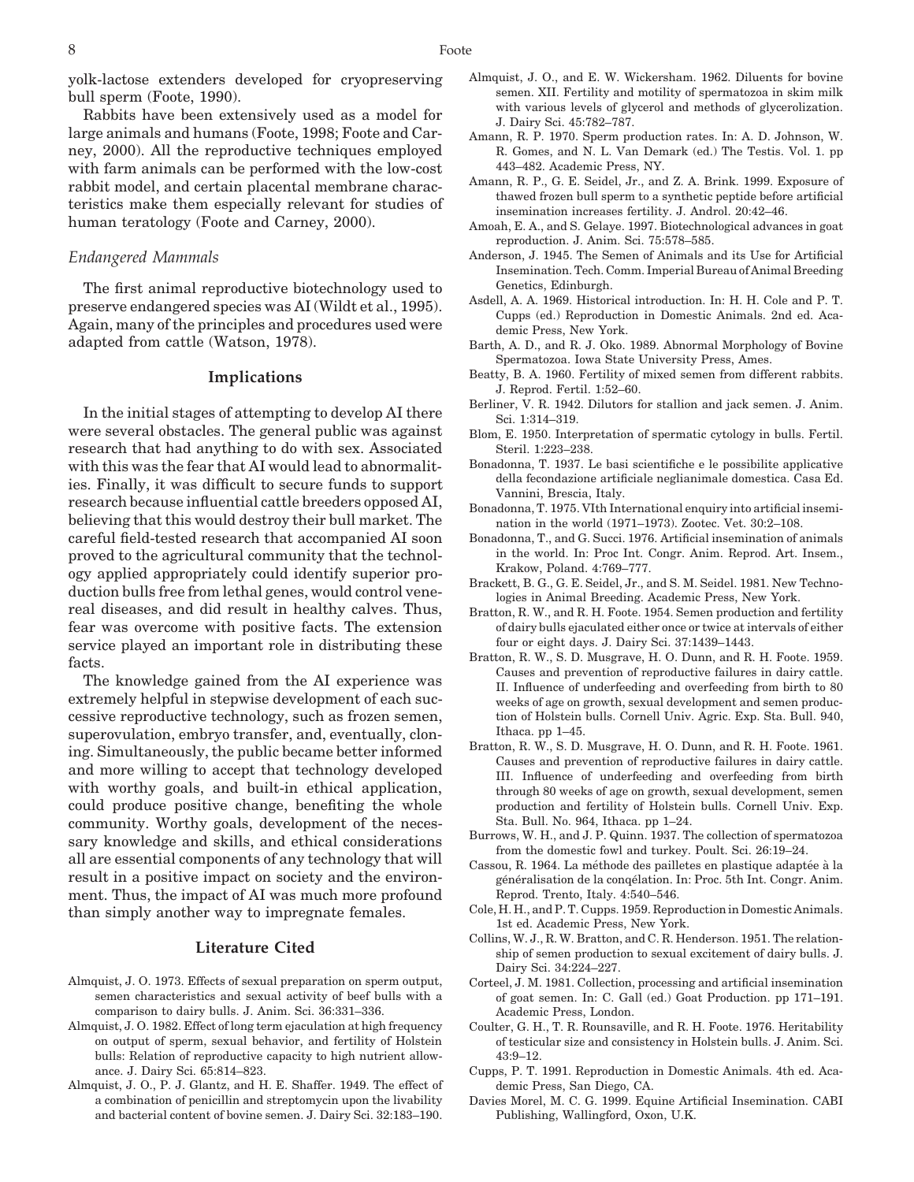yolk-lactose extenders developed for cryopreserving bull sperm (Foote, 1990).

Rabbits have been extensively used as a model for large animals and humans (Foote, 1998; Foote and Carney, 2000). All the reproductive techniques employed with farm animals can be performed with the low-cost rabbit model, and certain placental membrane characteristics make them especially relevant for studies of human teratology (Foote and Carney, 2000).

### *Endangered Mammals*

The first animal reproductive biotechnology used to preserve endangered species was AI (Wildt et al., 1995). Again, many of the principles and procedures used were adapted from cattle (Watson, 1978).

## Implications

In the initial stages of attempting to develop AI there were several obstacles. The general public was against research that had anything to do with sex. Associated with this was the fear that AI would lead to abnormalities. Finally, it was difficult to secure funds to support research because influential cattle breeders opposed AI, believing that this would destroy their bull market. The careful field-tested research that accompanied AI soon proved to the agricultural community that the technology applied appropriately could identify superior production bulls free from lethal genes, would control venereal diseases, and did result in healthy calves. Thus, fear was overcome with positive facts. The extension service played an important role in distributing these facts.

The knowledge gained from the AI experience was extremely helpful in stepwise development of each successive reproductive technology, such as frozen semen, superovulation, embryo transfer, and, eventually, cloning. Simultaneously, the public became better informed and more willing to accept that technology developed with worthy goals, and built-in ethical application, could produce positive change, benefiting the whole community. Worthy goals, development of the necessary knowledge and skills, and ethical considerations all are essential components of any technology that will result in a positive impact on society and the environment. Thus, the impact of AI was much more profound than simply another way to impregnate females.

## Literature Cited

Almquist, J. O. 1973. Effects of sexual preparation on sperm output, semen characteristics and sexual activity of beef bulls with a comparison to dairy bulls. J. Anim. Sci. 36:331–336.

Almquist, J. O. 1982. Effect of long term ejaculation at high frequency on output of sperm, sexual behavior, and fertility of Holstein bulls: Relation of reproductive capacity to high nutrient allowance. J. Dairy Sci. 65:814–823.

Almquist, J. O., P. J. Glantz, and H. E. Shaffer. 1949. The effect of a combination of penicillin and streptomycin upon the livability and bacterial content of bovine semen. J. Dairy Sci. 32:183–190.

Almquist, J. O., and E. W. Wickersham. 1962. Diluents for bovine semen. XII. Fertility and motility of spermatozoa in skim milk with various levels of glycerol and methods of glycerolization. J. Dairy Sci. 45:782–787.

Amann, R. P. 1970. Sperm production rates. In: A. D. Johnson, W. R. Gomes, and N. L. Van Demark (ed.) The Testis. Vol. 1. pp 443–482. Academic Press, NY.

Amann, R. P., G. E. Seidel, Jr., and Z. A. Brink. 1999. Exposure of thawed frozen bull sperm to a synthetic peptide before artificial insemination increases fertility. J. Androl. 20:42–46.

Amoah, E. A., and S. Gelaye. 1997. Biotechnological advances in goat reproduction. J. Anim. Sci. 75:578–585.

Anderson, J. 1945. The Semen of Animals and its Use for Artificial Insemination. Tech. Comm. Imperial Bureau of Animal Breeding Genetics, Edinburgh.

Asdell, A. A. 1969. Historical introduction. In: H. H. Cole and P. T. Cupps (ed.) Reproduction in Domestic Animals. 2nd ed. Academic Press, New York.

Barth, A. D., and R. J. Oko. 1989. Abnormal Morphology of Bovine Spermatozoa. Iowa State University Press, Ames.

Beatty, B. A. 1960. Fertility of mixed semen from different rabbits. J. Reprod. Fertil. 1:52–60.

Berliner, V. R. 1942. Dilutors for stallion and jack semen. J. Anim. Sci. 1:314–319.

Blom, E. 1950. Interpretation of spermatic cytology in bulls. Fertil. Steril. 1:223–238.

Bonadonna, T. 1937. Le basi scientifiche e le possibilite applicative della fecondazione artificiale neglianimale domestica. Casa Ed. Vannini, Brescia, Italy.

Bonadonna, T. 1975. VIth International enquiry into artificial insemination in the world (1971–1973). Zootec. Vet. 30:2–108.

Bonadonna, T., and G. Succi. 1976. Artificial insemination of animals in the world. In: Proc Int. Congr. Anim. Reprod. Art. Insem., Krakow, Poland. 4:769–777.

Brackett, B. G., G. E. Seidel, Jr., and S. M. Seidel. 1981. New Technologies in Animal Breeding. Academic Press, New York.

Bratton, R. W., and R. H. Foote. 1954. Semen production and fertility of dairy bulls ejaculated either once or twice at intervals of either four or eight days. J. Dairy Sci. 37:1439–1443.

Bratton, R. W., S. D. Musgrave, H. O. Dunn, and R. H. Foote. 1959. Causes and prevention of reproductive failures in dairy cattle. II. Influence of underfeeding and overfeeding from birth to 80 weeks of age on growth, sexual development and semen production of Holstein bulls. Cornell Univ. Agric. Exp. Sta. Bull. 940, Ithaca. pp 1–45.

Bratton, R. W., S. D. Musgrave, H. O. Dunn, and R. H. Foote. 1961. Causes and prevention of reproductive failures in dairy cattle. III. Influence of underfeeding and overfeeding from birth through 80 weeks of age on growth, sexual development, semen production and fertility of Holstein bulls. Cornell Univ. Exp. Sta. Bull. No. 964, Ithaca. pp 1–24.

Burrows, W. H., and J. P. Quinn. 1937. The collection of spermatozoa from the domestic fowl and turkey. Poult. Sci. 26:19–24.

Cassou, R. 1964. La méthode des pailletes en plastique adaptée à la généralisation de la congélation. In: Proc. 5th Int. Congr. Anim. Reprod. Trento, Italy. 4:540–546.

Cole, H. H., and P. T. Cupps. 1959. Reproduction in Domestic Animals. 1st ed. Academic Press, New York.

Collins, W. J., R. W. Bratton, and C. R. Henderson. 1951. The relationship of semen production to sexual excitement of dairy bulls. J. Dairy Sci. 34:224–227.

Corteel, J. M. 1981. Collection, processing and artificial insemination of goat semen. In: C. Gall (ed.) Goat Production. pp 171–191. Academic Press, London.

Coulter, G. H., T. R. Rounsaville, and R. H. Foote. 1976. Heritability of testicular size and consistency in Holstein bulls. J. Anim. Sci. 43:9–12.

Cupps, P. T. 1991. Reproduction in Domestic Animals. 4th ed. Academic Press, San Diego, CA.

Davies Morel, M. C. G. 1999. Equine Artificial Insemination. CABI Publishing, Wallingford, Oxon, U.K.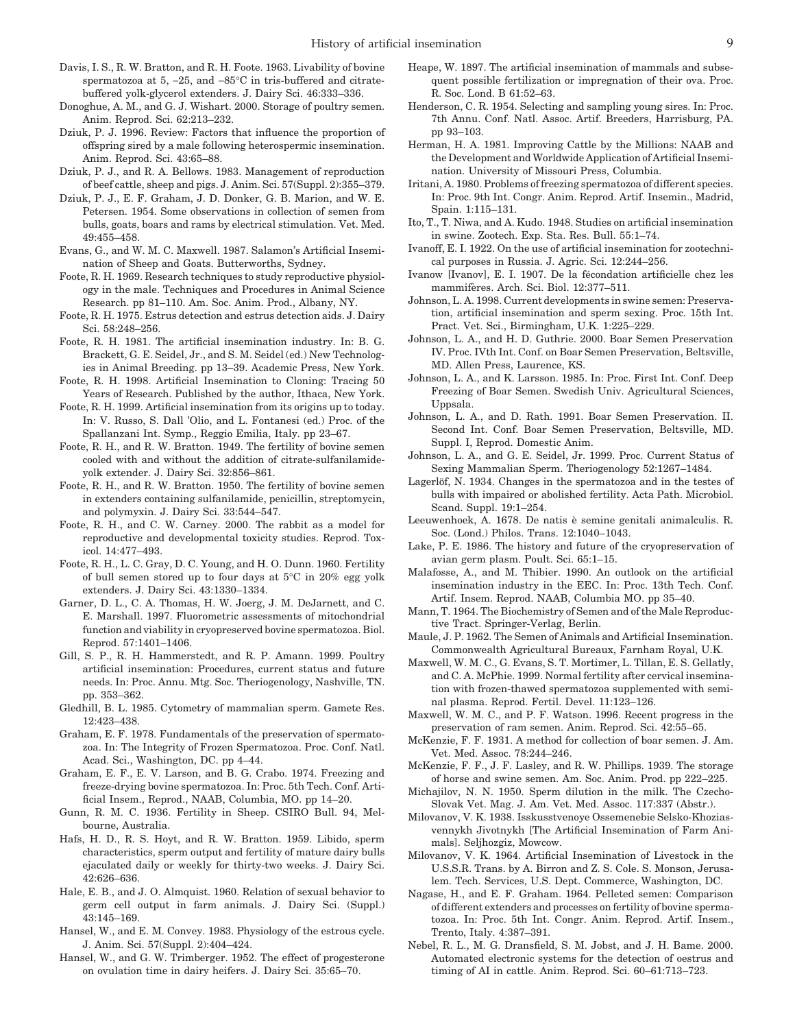Davis, I. S., R. W. Bratton, and R. H. Foote. 1963. Livability of bovine spermatozoa at 5, –25, and –85°C in tris-buffered and citrate-buffered yolk-glycerol extenders. J. Dairy Sci. 46:333–336.

Donoghue, A. M., and G. J. Wishart. 2000. Storage of poultry semen. Anim. Reprod. Sci. 62:213–232.

Dziuk, P. J. 1996. Review: Factors that influence the proportion of offspring sired by a male following heterospermic insemination. Anim. Reprod. Sci. 43:65–88.

Dziuk, P. J., and R. A. Bellows. 1983. Management of reproduction of beef cattle, sheep and pigs. J. Anim. Sci. 57(Suppl. 2):355–379.

Dziuk, P. J., E. F. Graham, J. D. Donker, G. B. Marion, and W. E. Petersen. 1954. Some observations in collection of semen from bulls, goats, boars and rams by electrical stimulation. Vet. Med. 49:455–458.

Evans, G., and W. M. C. Maxwell. 1987. Salamon's Artificial Insemination of Sheep and Goats. Butterworths, Sydney.

Foote, R. H. 1969. Research techniques to study reproductive physiology in the male. Techniques and Procedures in Animal Science Research. pp 81–110. Am. Soc. Anim. Prod., Albany, NY.

Foote, R. H. 1975. Estrus detection and estrus detection aids. J. Dairy Sci. 58:248–256.

Foote, R. H. 1981. The artificial insemination industry. In: B. G. Brackett, G. E. Seidel, Jr., and S. M. Seidel (ed.) New Technologies in Animal Breeding. pp 13–39. Academic Press, New York.

Foote, R. H. 1998. Artificial Insemination to Cloning: Tracing 50 Years of Research. Published by the author, Ithaca, New York.

Foote, R. H. 1999. Artificial insemination from its origins up to today. In: V. Russo, S. Dall 'Olio, and L. Fontanesi (ed.) Proc. of the Spallanzani Int. Symp., Reggio Emilia, Italy. pp 23–67.

Foote, R. H., and R. W. Bratton. 1949. The fertility of bovine semen cooled with and without the addition of citrate-sulfanilamide-yolk extender. J. Dairy Sci. 32:856–861.

Foote, R. H., and R. W. Bratton. 1950. The fertility of bovine semen in extenders containing sulfanilamide, penicillin, streptomycin, and polymyxin. J. Dairy Sci. 33:544–547.

Foote, R. H., and C. W. Carney. 2000. The rabbit as a model for reproductive and developmental toxicity studies. Reprod. Toxicol. 14:477–493.

Foote, R. H., L. C. Gray, D. C. Young, and H. O. Dunn. 1960. Fertility of bull semen stored up to four days at 5°C in 20% egg yolk extenders. J. Dairy Sci. 43:1330–1334.

Garner, D. L., C. A. Thomas, H. W. Joerg, J. M. DeJarnett, and C. E. Marshall. 1997. Fluorometric assessments of mitochondrial function and viability in cryopreserved bovine spermatozoa. Biol. Reprod. 57:1401–1406.

Gill, S. P., R. H. Hammerstedt, and R. P. Amann. 1999. Poultry artificial insemination: Procedures, current status and future needs. In: Proc. Annu. Mtg. Soc. Theriogenology, Nashville, TN. pp. 353–362.

Gledhill, B. L. 1985. Cytometry of mammalian sperm. Gamete Res. 12:423–438.

Graham, E. F. 1978. Fundamentals of the preservation of spermatozoa. In: The Integrity of Frozen Spermatozoa. Proc. Conf. Natl. Acad. Sci., Washington, DC. pp 4–44.

Graham, E. F., E. V. Larson, and B. G. Crabo. 1974. Freezing and freeze-drying bovine spermatozoa. In: Proc. 5th Tech. Conf. Artificial Insem., Reprod., NAAB, Columbia, MO. pp 14–20.

Gunn, R. M. C. 1936. Fertility in Sheep. CSIRO Bull. 94, Melbourne, Australia.

Hafs, H. D., R. S. Hoyt, and R. W. Bratton. 1959. Libido, sperm characteristics, sperm output and fertility of mature dairy bulls ejaculated daily or weekly for thirty-two weeks. J. Dairy Sci. 42:626–636.

Hale, E. B., and J. O. Almquist. 1960. Relation of sexual behavior to germ cell output in farm animals. J. Dairy Sci. (Suppl.) 43:145–169.

Hansel, W., and E. M. Convey. 1983. Physiology of the estrous cycle. J. Anim. Sci. 57(Suppl. 2):404–424.

Hansel, W., and G. W. Trimberger. 1952. The effect of progesterone on ovulation time in dairy heifers. J. Dairy Sci. 35:65–70.

Heape, W. 1897. The artificial insemination of mammals and subsequent possible fertilization or impregnation of their ova. Proc. R. Soc. Lond. B 61:52–63.

Henderson, C. R. 1954. Selecting and sampling young sires. In: Proc. 7th Annu. Conf. Natl. Assoc. Artif. Breeders, Harrisburg, PA. pp 93–103.

Herman, H. A. 1981. Improving Cattle by the Millions: NAAB and the Development and Worldwide Application of Artificial Insemination. University of Missouri Press, Columbia.

Iritani, A. 1980. Problems of freezing spermatozoa of different species. In: Proc. 9th Int. Congr. Anim. Reprod. Artif. Insemin., Madrid, Spain. 1:115–131.

Ito, T., T. Niwa, and A. Kudo. 1948. Studies on artificial insemination in swine. Zootech. Exp. Sta. Res. Bull. 55:1–74.

Ivanoff, E. I. 1922. On the use of artificial insemination for zootechnical purposes in Russia. J. Agric. Sci. 12:244–256.

Ivanow [Ivanov], E. I. 1907. De la fécondation artificielle chez les mammifères. Arch. Sci. Biol. 12:377–511.

Johnson, L. A. 1998. Current developments in swine semen: Preservation, artificial insemination and sperm sexing. Proc. 15th Int. Pract. Vet. Sci., Birmingham, U.K. 1:225–229.

Johnson, L. A., and H. D. Guthrie. 2000. Boar Semen Preservation IV. Proc. IVth Int. Conf. on Boar Semen Preservation, Beltsville, MD. Allen Press, Laurence, KS.

Johnson, L. A., and K. Larsson. 1985. In: Proc. First Int. Conf. Deep Freezing of Boar Semen. Swedish Univ. Agricultural Sciences, Uppsala.

Johnson, L. A., and D. Rath. 1991. Boar Semen Preservation. II. Second Int. Conf. Boar Semen Preservation, Beltsville, MD. Suppl. I, Reprod. Domestic Anim.

Johnson, L. A., and G. E. Seidel, Jr. 1999. Proc. Current Status of Sexing Mammalian Sperm. Theriogenology 52:1267–1484.

Lagerlöf, N. 1934. Changes in the spermatozoa and in the testes of bulls with impaired or abolished fertility. Acta Path. Microbiol. Scand. Suppl. 19:1–254.

Leeuwenhoek, A. 1678. De natis è semine genitali animalculis. R. Soc. (Lond.) Philos. Trans. 12:1040–1043.

Lake, P. E. 1986. The history and future of the cryopreservation of avian germ plasm. Poult. Sci. 65:1–15.

Malafosse, A., and M. Thibier. 1990. An outlook on the artificial insemination industry in the EEC. In: Proc. 13th Tech. Conf. Artif. Insem. Reprod. NAAB, Columbia MO. pp 35–40.

Mann, T. 1964. The Biochemistry of Semen and of the Male Reproductive Tract. Springer-Verlag, Berlin.

Maule, J. P. 1962. The Semen of Animals and Artificial Insemination. Commonwealth Agricultural Bureaux, Farnham Royal, U.K.

Maxwell, W. M. C., G. Evans, S. T. Mortimer, L. Tillan, E. S. Gellatly, and C. A. McPhie. 1999. Normal fertility after cervical insemination with frozen-thawed spermatozoa supplemented with seminal plasma. Reprod. Fertil. Devel. 11:123–126.

Maxwell, W. M. C., and P. F. Watson. 1996. Recent progress in the preservation of ram semen. Anim. Reprod. Sci. 42:55–65.

McKenzie, F. F. 1931. A method for collection of boar semen. J. Am. Vet. Med. Assoc. 78:244–246.

McKenzie, F. F., J. F. Lasley, and R. W. Phillips. 1939. The storage of horse and swine semen. Am. Soc. Anim. Prod. pp 222–225.

Michajilov, N. N. 1950. Sperm dilution in the milk. The Czecho-Slovak Vet. Mag. J. Am. Vet. Med. Assoc. 117:337 (Abstr.).

Milovanov, V. K. 1938. Isskusstvenoye Ossemenebie Selsko-Khoziasvennykh Jivotnykh [The Artificial Insemination of Farm Animals]. Seljhozgiz, Mowcow.

Milovanov, V. K. 1964. Artificial Insemination of Livestock in the U.S.S.R. Trans. by A. Birron and Z. S. Cole. S. Monson, Jerusalem. Tech. Services, U.S. Dept. Commerce, Washington, DC.

Nagase, H., and E. F. Graham. 1964. Pelleted semen: Comparison of different extenders and processes on fertility of bovine spermatozoa. In: Proc. 5th Int. Congr. Anim. Reprod. Artif. Insem., Trento, Italy. 4:387–391.

Nebel, R. L., M. G. Dransfield, S. M. Jobst, and J. H. Bame. 2000. Automated electronic systems for the detection of oestrus and timing of AI in cattle. Anim. Reprod. Sci. 60–61:713–723.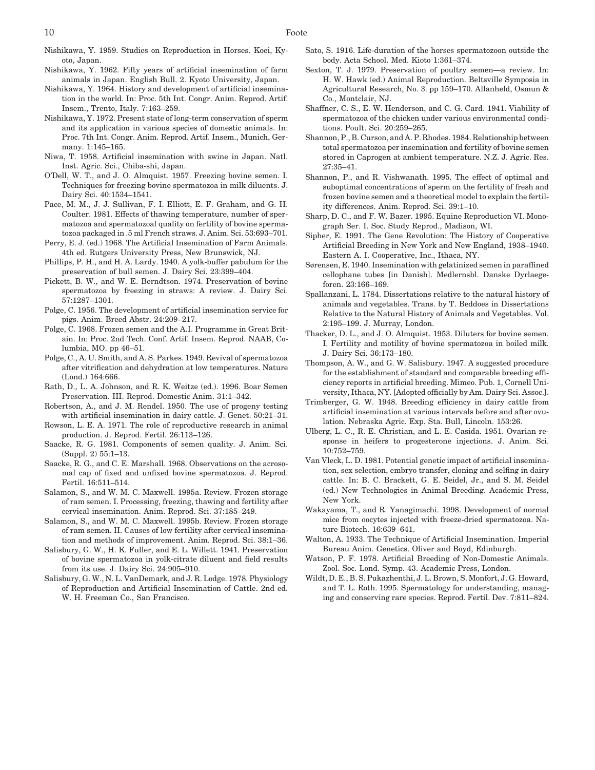Nishikawa, Y. 1959. Studies on Reproduction in Horses. Koei, Kyoto, Japan.

Nishikawa, Y. 1962. Fifty years of artificial insemination of farm animals in Japan. English Bull. 2. Kyoto University, Japan.

Nishikawa, Y. 1964. History and development of artificial insemination in the world. In: Proc. 5th Int. Congr. Anim. Reprod. Artif. Insem., Trento, Italy. 7:163–259.

Nishikawa, Y. 1972. Present state of long-term conservation of sperm and its application in various species of domestic animals. In: Proc. 7th Int. Congr. Anim. Reprod. Artif. Insem., Munich, Germany. 1:145–165.

Niwa, T. 1958. Artificial insemination with swine in Japan. Natl. Inst. Agric. Sci., Chiba-shi, Japan.

O'Dell, W. T., and J. O. Almquist. 1957. Freezing bovine semen. I. Techniques for freezing bovine spermatozoa in milk diluents. J. Dairy Sci. 40:1534–1541.

Pace, M. M., J. J. Sullivan, F. I. Elliott, E. F. Graham, and G. H. Coulter. 1981. Effects of thawing temperature, number of spermatozoa and spermatozoal quality on fertility of bovine spermatozoa packaged in .5 ml French straws. J. Anim. Sci. 53:693–701.

Perry, E. J. (ed.) 1968. The Artificial Insemination of Farm Animals. 4th ed. Rutgers University Press, New Brunswick, NJ.

Phillips, P. H., and H. A. Lardy. 1940. A yolk-buffer pabulum for the preservation of bull semen. J. Dairy Sci. 23:399–404.

Pickett, B. W., and W. E. Berndtson. 1974. Preservation of bovine spermatozoa by freezing in straws: A review. J. Dairy Sci. 57:1287–1301.

Polge, C. 1956. The development of artificial insemination service for pigs. Anim. Breed Abstr. 24:209–217.

Polge, C. 1968. Frozen semen and the A.I. Programme in Great Britain. In: Proc. 2nd Tech. Conf. Artif. Insem. Reprod. NAAB, Columbia, MO. pp 46–51.

Polge, C., A. U. Smith, and A. S. Parkes. 1949. Revival of spermatozoa after vitrification and dehydration at low temperatures. Nature (Lond.) 164:666.

Rath, D., L. A. Johnson, and R. K. Weitze (ed.). 1996. Boar Semen Preservation. III. Reprod. Domestic Anim. 31:1–342.

Robertson, A., and J. M. Rendel. 1950. The use of progeny testing with artificial insemination in dairy cattle. J. Genet. 50:21–31.

Rowson, L. E. A. 1971. The role of reproductive research in animal production. J. Reprod. Fertil. 26:113–126.

Saacke, R. G. 1981. Components of semen quality. J. Anim. Sci. (Suppl. 2) 55:1–13.

Saacke, R. G., and C. E. Marshall. 1968. Observations on the acrosomal cap of fixed and unfixed bovine spermatozoa. J. Reprod. Fertil. 16:511–514.

Salamon, S., and W. M. C. Maxwell. 1995a. Review. Frozen storage of ram semen. I. Processing, freezing, thawing and fertility after cervical insemination. Anim. Reprod. Sci. 37:185–249.

Salamon, S., and W. M. C. Maxwell. 1995b. Review. Frozen storage of ram semen. II. Causes of low fertility after cervical insemination and methods of improvement. Anim. Reprod. Sci. 38:1–36.

Salisbury, G. W., H. K. Fuller, and E. L. Willett. 1941. Preservation of bovine spermatozoa in yolk-citrate diluent and field results from its use. J. Dairy Sci. 24:905–910.

Salisbury, G. W., N. L. VanDemark, and J. R. Lodge. 1978. Physiology of Reproduction and Artificial Insemination of Cattle. 2nd ed. W. H. Freeman Co., San Francisco.

Sato, S. 1916. Life-duration of the horses spermatozoon outside the body. Acta School. Med. Kioto 1:361–374.

Sexton, T. J. 1979. Preservation of poultry semen—a review. In: H. W. Hawk (ed.) Animal Reproduction. Beltsville Symposia in Agricultural Research, No. 3. pp 159–170. Allanheld, Osmun & Co., Montclair, NJ.

Shaffner, C. S., E. W. Henderson, and C. G. Card. 1941. Viability of spermatozoa of the chicken under various environmental conditions. Poult. Sci. 20:259–265.

Shannon, P., B. Curson, and A. P. Rhodes. 1984. Relationship between total spermatozoa per insemination and fertility of bovine semen stored in Caprogen at ambient temperature. N.Z. J. Agric. Res. 27:35–41.

Shannon, P., and R. Vishwanath. 1995. The effect of optimal and suboptimal concentrations of sperm on the fertility of fresh and frozen bovine semen and a theoretical model to explain the fertility differences. Anim. Reprod. Sci. 39:1–10.

Sharp, D. C., and F. W. Bazer. 1995. Equine Reproduction VI. Monograph Ser. I. Soc. Study Reprod., Madison, WI.

Sipher, E. 1991. The Gene Revolution: The History of Cooperative Artificial Breeding in New York and New England, 1938–1940. Eastern A. I. Cooperative, Inc., Ithaca, NY.

Sørensen, E. 1940. Insemination with gelatinized semen in paraffined cellophane tubes [in Danish]. Medlernsbl. Danske Dyrlaegeforen. 23:166–169.

Spallanzani, L. 1784. Dissertations relative to the natural history of animals and vegetables. Trans. by T. Beddoes in Dissertations Relative to the Natural History of Animals and Vegetables. Vol. 2:195–199. J. Murray, London.

Thacker, D. L., and J. O. Almquist. 1953. Diluters for bovine semen. I. Fertility and motility of bovine spermatozoa in boiled milk. J. Dairy Sci. 36:173–180.

Thompson, A. W., and G. W. Salisbury. 1947. A suggested procedure for the establishment of standard and comparable breeding efficiency reports in artificial breeding. Mimeo. Pub. 1, Cornell University, Ithaca, NY. [Adopted officially by Am. Dairy Sci. Assoc.].

Trimberger, G. W. 1948. Breeding efficiency in dairy cattle from artificial insemination at various intervals before and after ovulation. Nebraska Agric. Exp. Sta. Bull, Lincoln. 153:26.

Ulberg, L. C., R. E. Christian, and L. E. Casida. 1951. Ovarian response in heifers to progesterone injections. J. Anim. Sci. 10:752–759.

Van Vleck, L. D. 1981. Potential genetic impact of artificial insemination, sex selection, embryo transfer, cloning and selfing in dairy cattle. In: B. C. Brackett, G. E. Seidel, Jr., and S. M. Seidel (ed.) New Technologies in Animal Breeding. Academic Press, New York.

Wakayama, T., and R. Yanagimachi. 1998. Development of normal mice from oocytes injected with freeze-dried spermatozoa. Nature Biotech. 16:639–641.

Walton, A. 1933. The Technique of Artificial Insemination. Imperial Bureau Anim. Genetics. Oliver and Boyd, Edinburgh.

Watson, P. F. 1978. Artificial Breeding of Non-Domestic Animals. Zool. Soc. Lond. Symp. 43. Academic Press, London.

Wildt, D. E., B. S. Pukazhenthi, J. L. Brown, S. Monfort, J. G. Howard, and T. L. Roth. 1995. Spermatology for understanding, managing and conserving rare species. Reprod. Fertil. Dev. 7:811–824.